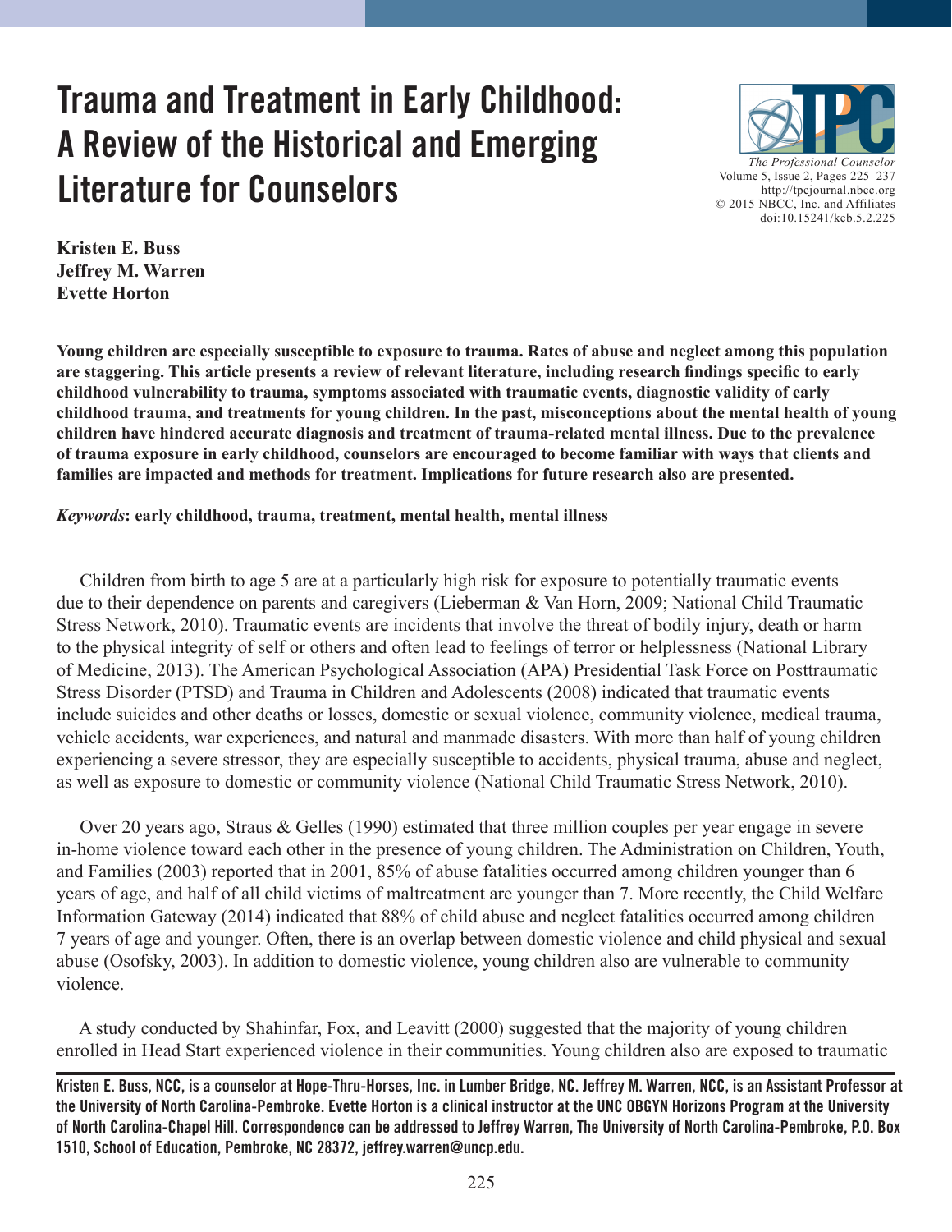# Trauma and Treatment in Early Childhood: A Review of the Historical and Emerging Literature for Counselors

*The Professional Counselor*
Volume 5, Issue 2, Pages 225–237
http://tpcjournal.nbcc.org
© 2015 NBCC, Inc. and Affiliates
doi:10.15241/keb.5.2.225

**Kristen E. Buss**
**Jeffrey M. Warren**
**Evette Horton**

**Young children are especially susceptible to exposure to trauma. Rates of abuse and neglect among this population are staggering. This article presents a review of relevant literature, including research findings specific to early childhood vulnerability to trauma, symptoms associated with traumatic events, diagnostic validity of early childhood trauma, and treatments for young children. In the past, misconceptions about the mental health of young children have hindered accurate diagnosis and treatment of trauma-related mental illness. Due to the prevalence of trauma exposure in early childhood, counselors are encouraged to become familiar with ways that clients and families are impacted and methods for treatment. Implications for future research also are presented.**

***Keywords*: early childhood, trauma, treatment, mental health, mental illness**

Children from birth to age 5 are at a particularly high risk for exposure to potentially traumatic events due to their dependence on parents and caregivers (Lieberman & Van Horn, 2009; National Child Traumatic Stress Network, 2010). Traumatic events are incidents that involve the threat of bodily injury, death or harm to the physical integrity of self or others and often lead to feelings of terror or helplessness (National Library of Medicine, 2013). The American Psychological Association (APA) Presidential Task Force on Posttraumatic Stress Disorder (PTSD) and Trauma in Children and Adolescents (2008) indicated that traumatic events include suicides and other deaths or losses, domestic or sexual violence, community violence, medical trauma, vehicle accidents, war experiences, and natural and manmade disasters. With more than half of young children experiencing a severe stressor, they are especially susceptible to accidents, physical trauma, abuse and neglect, as well as exposure to domestic or community violence (National Child Traumatic Stress Network, 2010).

Over 20 years ago, Straus & Gelles (1990) estimated that three million couples per year engage in severe in-home violence toward each other in the presence of young children. The Administration on Children, Youth, and Families (2003) reported that in 2001, 85% of abuse fatalities occurred among children younger than 6 years of age, and half of all child victims of maltreatment are younger than 7. More recently, the Child Welfare Information Gateway (2014) indicated that 88% of child abuse and neglect fatalities occurred among children 7 years of age and younger. Often, there is an overlap between domestic violence and child physical and sexual abuse (Osofsky, 2003). In addition to domestic violence, young children also are vulnerable to community violence.

A study conducted by Shahinfar, Fox, and Leavitt (2000) suggested that the majority of young children enrolled in Head Start experienced violence in their communities. Young children also are exposed to traumatic

---

**Kristen E. Buss, NCC, is a counselor at Hope-Thru-Horses, Inc. in Lumber Bridge, NC. Jeffrey M. Warren, NCC, is an Assistant Professor at the University of North Carolina-Pembroke. Evette Horton is a clinical instructor at the UNC OBGYN Horizons Program at the University of North Carolina-Chapel Hill. Correspondence can be addressed to Jeffrey Warren, The University of North Carolina-Pembroke, P.O. Box 1510, School of Education, Pembroke, NC 28372, jeffrey.warren@uncp.edu.**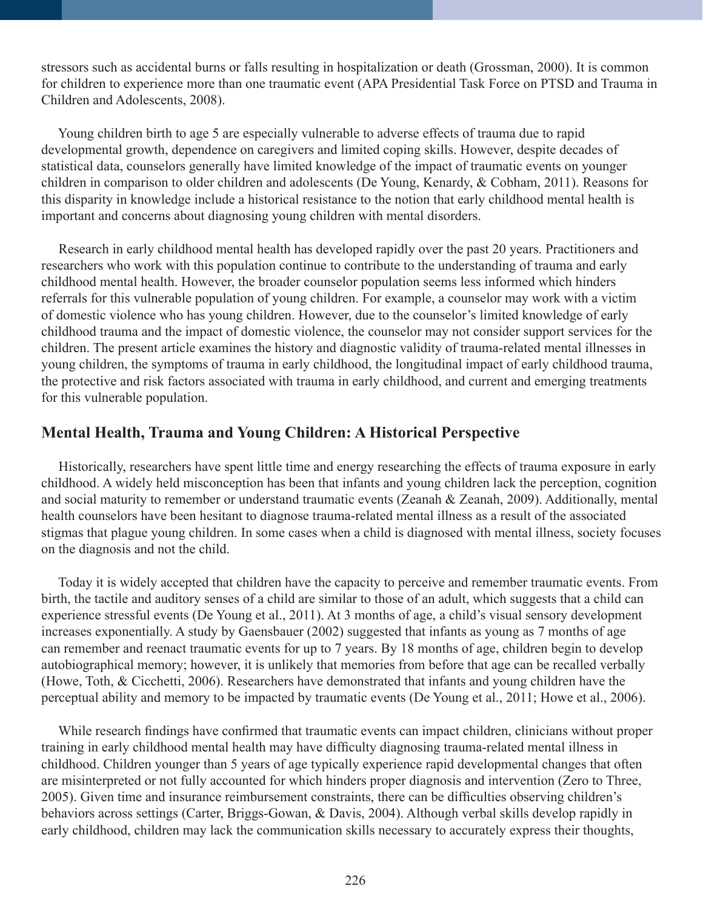stressors such as accidental burns or falls resulting in hospitalization or death (Grossman, 2000). It is common for children to experience more than one traumatic event (APA Presidential Task Force on PTSD and Trauma in Children and Adolescents, 2008).

Young children birth to age 5 are especially vulnerable to adverse effects of trauma due to rapid developmental growth, dependence on caregivers and limited coping skills. However, despite decades of statistical data, counselors generally have limited knowledge of the impact of traumatic events on younger children in comparison to older children and adolescents (De Young, Kenardy, & Cobham, 2011). Reasons for this disparity in knowledge include a historical resistance to the notion that early childhood mental health is important and concerns about diagnosing young children with mental disorders.

Research in early childhood mental health has developed rapidly over the past 20 years. Practitioners and researchers who work with this population continue to contribute to the understanding of trauma and early childhood mental health. However, the broader counselor population seems less informed which hinders referrals for this vulnerable population of young children. For example, a counselor may work with a victim of domestic violence who has young children. However, due to the counselor's limited knowledge of early childhood trauma and the impact of domestic violence, the counselor may not consider support services for the children. The present article examines the history and diagnostic validity of trauma-related mental illnesses in young children, the symptoms of trauma in early childhood, the longitudinal impact of early childhood trauma, the protective and risk factors associated with trauma in early childhood, and current and emerging treatments for this vulnerable population.

## Mental Health, Trauma and Young Children: A Historical Perspective

Historically, researchers have spent little time and energy researching the effects of trauma exposure in early childhood. A widely held misconception has been that infants and young children lack the perception, cognition and social maturity to remember or understand traumatic events (Zeanah & Zeanah, 2009). Additionally, mental health counselors have been hesitant to diagnose trauma-related mental illness as a result of the associated stigmas that plague young children. In some cases when a child is diagnosed with mental illness, society focuses on the diagnosis and not the child.

Today it is widely accepted that children have the capacity to perceive and remember traumatic events. From birth, the tactile and auditory senses of a child are similar to those of an adult, which suggests that a child can experience stressful events (De Young et al., 2011). At 3 months of age, a child's visual sensory development increases exponentially. A study by Gaensbauer (2002) suggested that infants as young as 7 months of age can remember and reenact traumatic events for up to 7 years. By 18 months of age, children begin to develop autobiographical memory; however, it is unlikely that memories from before that age can be recalled verbally (Howe, Toth, & Cicchetti, 2006). Researchers have demonstrated that infants and young children have the perceptual ability and memory to be impacted by traumatic events (De Young et al., 2011; Howe et al., 2006).

While research findings have confirmed that traumatic events can impact children, clinicians without proper training in early childhood mental health may have difficulty diagnosing trauma-related mental illness in childhood. Children younger than 5 years of age typically experience rapid developmental changes that often are misinterpreted or not fully accounted for which hinders proper diagnosis and intervention (Zero to Three, 2005). Given time and insurance reimbursement constraints, there can be difficulties observing children's behaviors across settings (Carter, Briggs-Gowan, & Davis, 2004). Although verbal skills develop rapidly in early childhood, children may lack the communication skills necessary to accurately express their thoughts,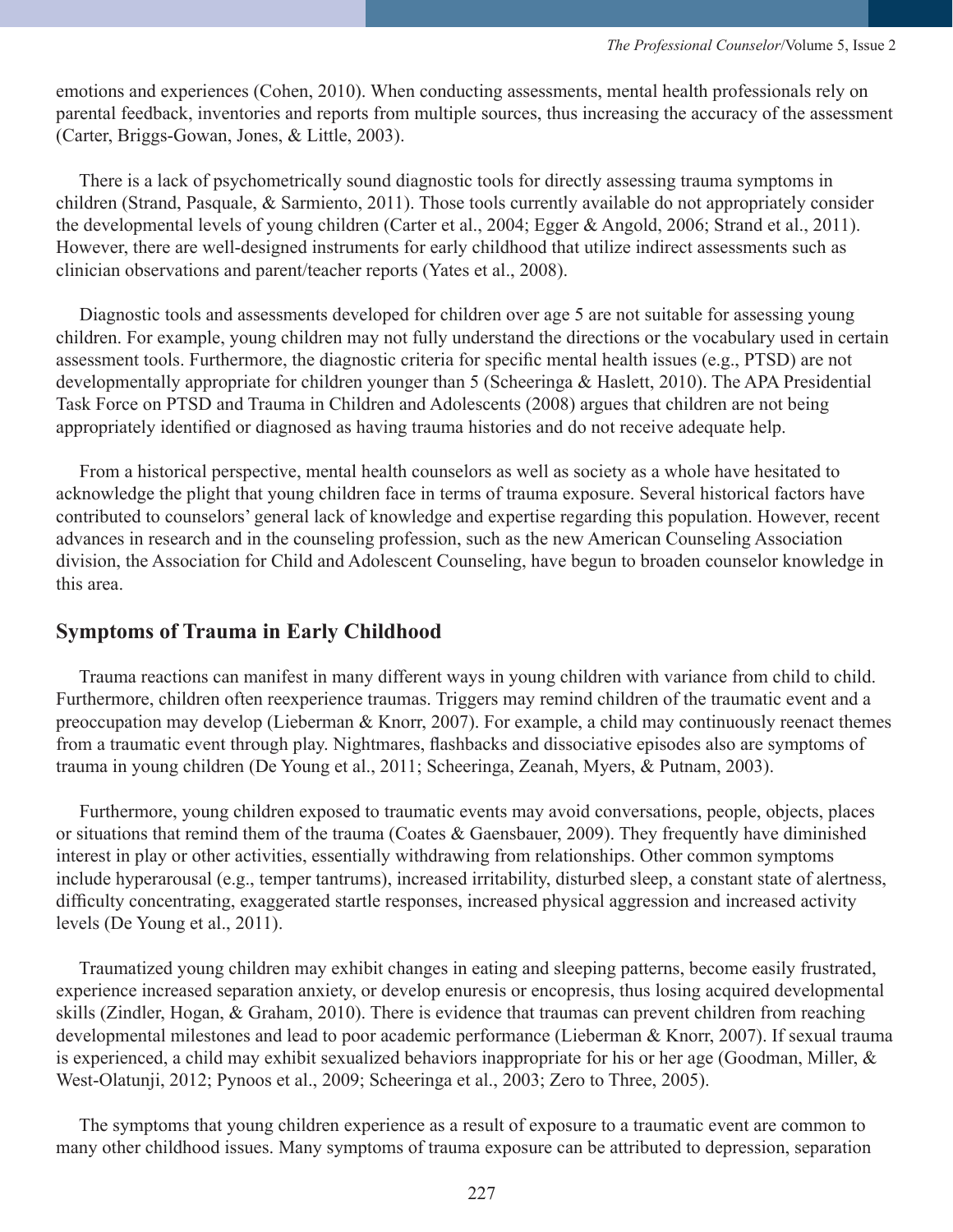emotions and experiences (Cohen, 2010). When conducting assessments, mental health professionals rely on parental feedback, inventories and reports from multiple sources, thus increasing the accuracy of the assessment (Carter, Briggs-Gowan, Jones, & Little, 2003).

There is a lack of psychometrically sound diagnostic tools for directly assessing trauma symptoms in children (Strand, Pasquale, & Sarmiento, 2011). Those tools currently available do not appropriately consider the developmental levels of young children (Carter et al., 2004; Egger & Angold, 2006; Strand et al., 2011). However, there are well-designed instruments for early childhood that utilize indirect assessments such as clinician observations and parent/teacher reports (Yates et al., 2008).

Diagnostic tools and assessments developed for children over age 5 are not suitable for assessing young children. For example, young children may not fully understand the directions or the vocabulary used in certain assessment tools. Furthermore, the diagnostic criteria for specific mental health issues (e.g., PTSD) are not developmentally appropriate for children younger than 5 (Scheeringa & Haslett, 2010). The APA Presidential Task Force on PTSD and Trauma in Children and Adolescents (2008) argues that children are not being appropriately identified or diagnosed as having trauma histories and do not receive adequate help.

From a historical perspective, mental health counselors as well as society as a whole have hesitated to acknowledge the plight that young children face in terms of trauma exposure. Several historical factors have contributed to counselors' general lack of knowledge and expertise regarding this population. However, recent advances in research and in the counseling profession, such as the new American Counseling Association division, the Association for Child and Adolescent Counseling, have begun to broaden counselor knowledge in this area.

## Symptoms of Trauma in Early Childhood

Trauma reactions can manifest in many different ways in young children with variance from child to child. Furthermore, children often reexperience traumas. Triggers may remind children of the traumatic event and a preoccupation may develop (Lieberman & Knorr, 2007). For example, a child may continuously reenact themes from a traumatic event through play. Nightmares, flashbacks and dissociative episodes also are symptoms of trauma in young children (De Young et al., 2011; Scheeringa, Zeanah, Myers, & Putnam, 2003).

Furthermore, young children exposed to traumatic events may avoid conversations, people, objects, places or situations that remind them of the trauma (Coates & Gaensbauer, 2009). They frequently have diminished interest in play or other activities, essentially withdrawing from relationships. Other common symptoms include hyperarousal (e.g., temper tantrums), increased irritability, disturbed sleep, a constant state of alertness, difficulty concentrating, exaggerated startle responses, increased physical aggression and increased activity levels (De Young et al., 2011).

Traumatized young children may exhibit changes in eating and sleeping patterns, become easily frustrated, experience increased separation anxiety, or develop enuresis or encopresis, thus losing acquired developmental skills (Zindler, Hogan, & Graham, 2010). There is evidence that traumas can prevent children from reaching developmental milestones and lead to poor academic performance (Lieberman & Knorr, 2007). If sexual trauma is experienced, a child may exhibit sexualized behaviors inappropriate for his or her age (Goodman, Miller, & West-Olatunji, 2012; Pynoos et al., 2009; Scheeringa et al., 2003; Zero to Three, 2005).

The symptoms that young children experience as a result of exposure to a traumatic event are common to many other childhood issues. Many symptoms of trauma exposure can be attributed to depression, separation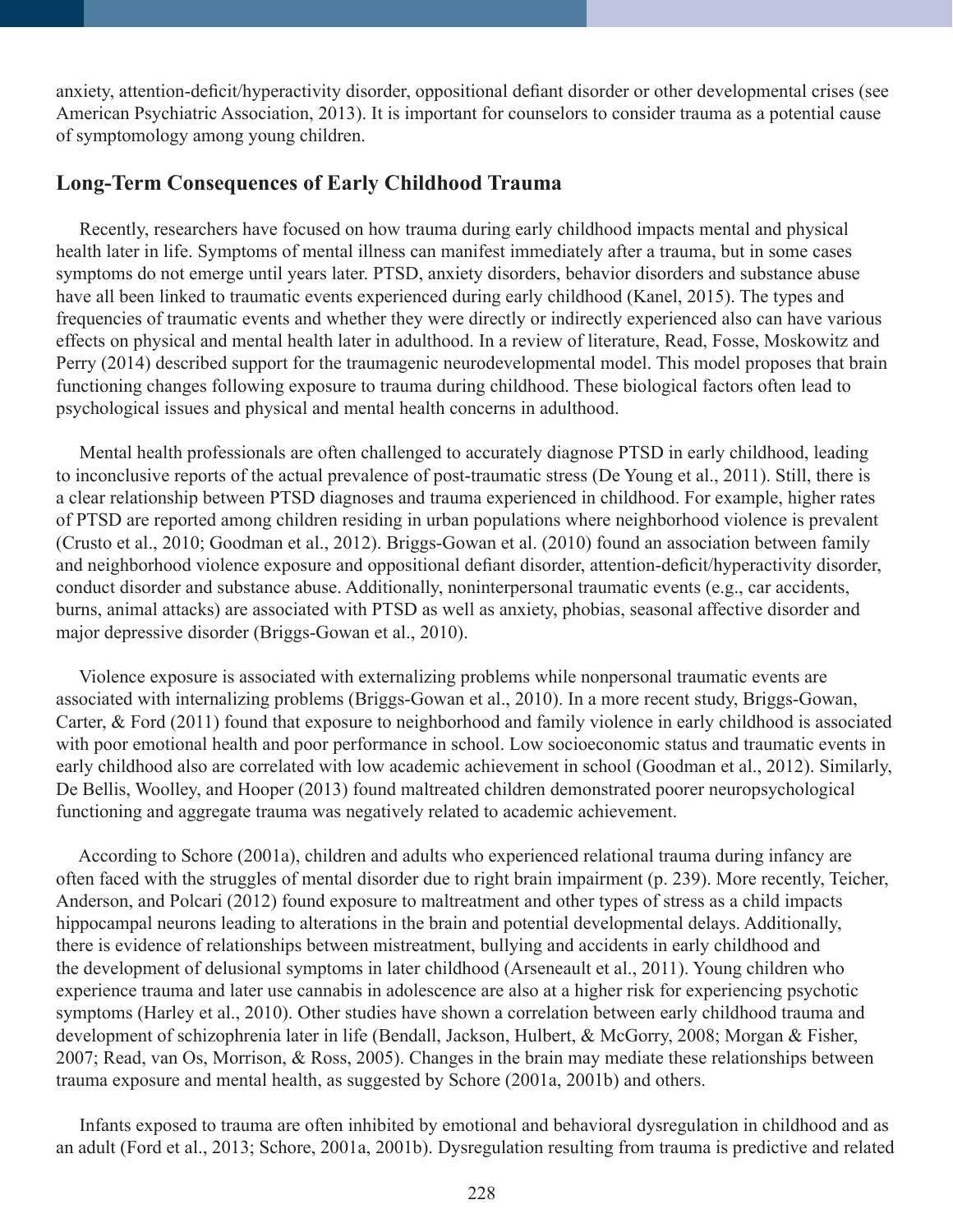anxiety, attention-deficit/hyperactivity disorder, oppositional defiant disorder or other developmental crises (see American Psychiatric Association, 2013). It is important for counselors to consider trauma as a potential cause of symptomology among young children.

## Long-Term Consequences of Early Childhood Trauma

Recently, researchers have focused on how trauma during early childhood impacts mental and physical health later in life. Symptoms of mental illness can manifest immediately after a trauma, but in some cases symptoms do not emerge until years later. PTSD, anxiety disorders, behavior disorders and substance abuse have all been linked to traumatic events experienced during early childhood (Kanel, 2015). The types and frequencies of traumatic events and whether they were directly or indirectly experienced also can have various effects on physical and mental health later in adulthood. In a review of literature, Read, Fosse, Moskowitz and Perry (2014) described support for the traumagenic neurodevelopmental model. This model proposes that brain functioning changes following exposure to trauma during childhood. These biological factors often lead to psychological issues and physical and mental health concerns in adulthood.

Mental health professionals are often challenged to accurately diagnose PTSD in early childhood, leading to inconclusive reports of the actual prevalence of post-traumatic stress (De Young et al., 2011). Still, there is a clear relationship between PTSD diagnoses and trauma experienced in childhood. For example, higher rates of PTSD are reported among children residing in urban populations where neighborhood violence is prevalent (Crusto et al., 2010; Goodman et al., 2012). Briggs-Gowan et al. (2010) found an association between family and neighborhood violence exposure and oppositional defiant disorder, attention-deficit/hyperactivity disorder, conduct disorder and substance abuse. Additionally, noninterpersonal traumatic events (e.g., car accidents, burns, animal attacks) are associated with PTSD as well as anxiety, phobias, seasonal affective disorder and major depressive disorder (Briggs-Gowan et al., 2010).

Violence exposure is associated with externalizing problems while nonpersonal traumatic events are associated with internalizing problems (Briggs-Gowan et al., 2010). In a more recent study, Briggs-Gowan, Carter, & Ford (2011) found that exposure to neighborhood and family violence in early childhood is associated with poor emotional health and poor performance in school. Low socioeconomic status and traumatic events in early childhood also are correlated with low academic achievement in school (Goodman et al., 2012). Similarly, De Bellis, Woolley, and Hooper (2013) found maltreated children demonstrated poorer neuropsychological functioning and aggregate trauma was negatively related to academic achievement.

According to Schore (2001a), children and adults who experienced relational trauma during infancy are often faced with the struggles of mental disorder due to right brain impairment (p. 239). More recently, Teicher, Anderson, and Polcari (2012) found exposure to maltreatment and other types of stress as a child impacts hippocampal neurons leading to alterations in the brain and potential developmental delays. Additionally, there is evidence of relationships between mistreatment, bullying and accidents in early childhood and the development of delusional symptoms in later childhood (Arseneault et al., 2011). Young children who experience trauma and later use cannabis in adolescence are also at a higher risk for experiencing psychotic symptoms (Harley et al., 2010). Other studies have shown a correlation between early childhood trauma and development of schizophrenia later in life (Bendall, Jackson, Hulbert, & McGorry, 2008; Morgan & Fisher, 2007; Read, van Os, Morrison, & Ross, 2005). Changes in the brain may mediate these relationships between trauma exposure and mental health, as suggested by Schore (2001a, 2001b) and others.

Infants exposed to trauma are often inhibited by emotional and behavioral dysregulation in childhood and as an adult (Ford et al., 2013; Schore, 2001a, 2001b). Dysregulation resulting from trauma is predictive and related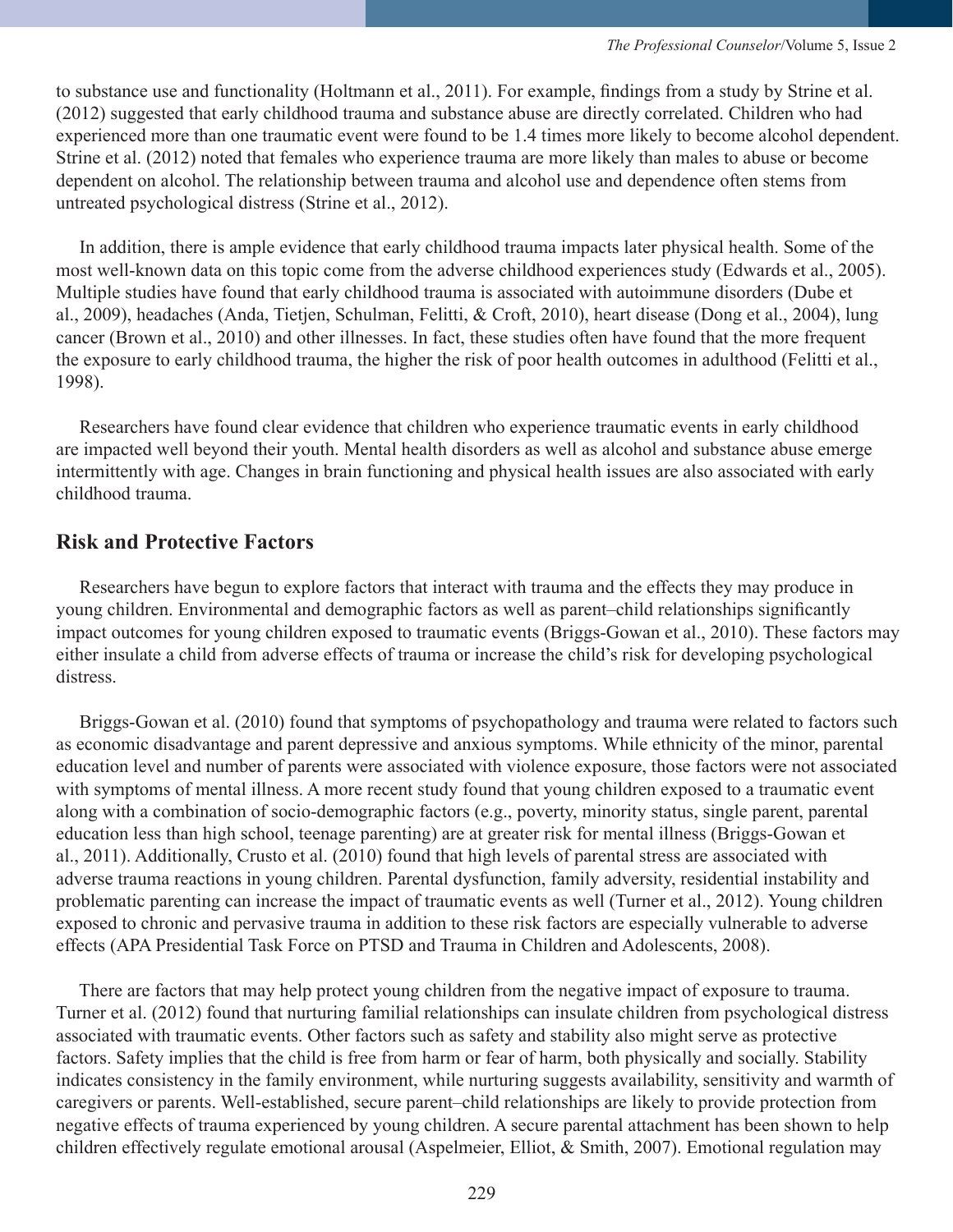to substance use and functionality (Holtmann et al., 2011). For example, findings from a study by Strine et al. (2012) suggested that early childhood trauma and substance abuse are directly correlated. Children who had experienced more than one traumatic event were found to be 1.4 times more likely to become alcohol dependent. Strine et al. (2012) noted that females who experience trauma are more likely than males to abuse or become dependent on alcohol. The relationship between trauma and alcohol use and dependence often stems from untreated psychological distress (Strine et al., 2012).

In addition, there is ample evidence that early childhood trauma impacts later physical health. Some of the most well-known data on this topic come from the adverse childhood experiences study (Edwards et al., 2005). Multiple studies have found that early childhood trauma is associated with autoimmune disorders (Dube et al., 2009), headaches (Anda, Tietjen, Schulman, Felitti, & Croft, 2010), heart disease (Dong et al., 2004), lung cancer (Brown et al., 2010) and other illnesses. In fact, these studies often have found that the more frequent the exposure to early childhood trauma, the higher the risk of poor health outcomes in adulthood (Felitti et al., 1998).

Researchers have found clear evidence that children who experience traumatic events in early childhood are impacted well beyond their youth. Mental health disorders as well as alcohol and substance abuse emerge intermittently with age. Changes in brain functioning and physical health issues are also associated with early childhood trauma.

## Risk and Protective Factors

Researchers have begun to explore factors that interact with trauma and the effects they may produce in young children. Environmental and demographic factors as well as parent–child relationships significantly impact outcomes for young children exposed to traumatic events (Briggs-Gowan et al., 2010). These factors may either insulate a child from adverse effects of trauma or increase the child's risk for developing psychological distress.

Briggs-Gowan et al. (2010) found that symptoms of psychopathology and trauma were related to factors such as economic disadvantage and parent depressive and anxious symptoms. While ethnicity of the minor, parental education level and number of parents were associated with violence exposure, those factors were not associated with symptoms of mental illness. A more recent study found that young children exposed to a traumatic event along with a combination of socio-demographic factors (e.g., poverty, minority status, single parent, parental education less than high school, teenage parenting) are at greater risk for mental illness (Briggs-Gowan et al., 2011). Additionally, Crusto et al. (2010) found that high levels of parental stress are associated with adverse trauma reactions in young children. Parental dysfunction, family adversity, residential instability and problematic parenting can increase the impact of traumatic events as well (Turner et al., 2012). Young children exposed to chronic and pervasive trauma in addition to these risk factors are especially vulnerable to adverse effects (APA Presidential Task Force on PTSD and Trauma in Children and Adolescents, 2008).

There are factors that may help protect young children from the negative impact of exposure to trauma. Turner et al. (2012) found that nurturing familial relationships can insulate children from psychological distress associated with traumatic events. Other factors such as safety and stability also might serve as protective factors. Safety implies that the child is free from harm or fear of harm, both physically and socially. Stability indicates consistency in the family environment, while nurturing suggests availability, sensitivity and warmth of caregivers or parents. Well-established, secure parent–child relationships are likely to provide protection from negative effects of trauma experienced by young children. A secure parental attachment has been shown to help children effectively regulate emotional arousal (Aspelmeier, Elliot, & Smith, 2007). Emotional regulation may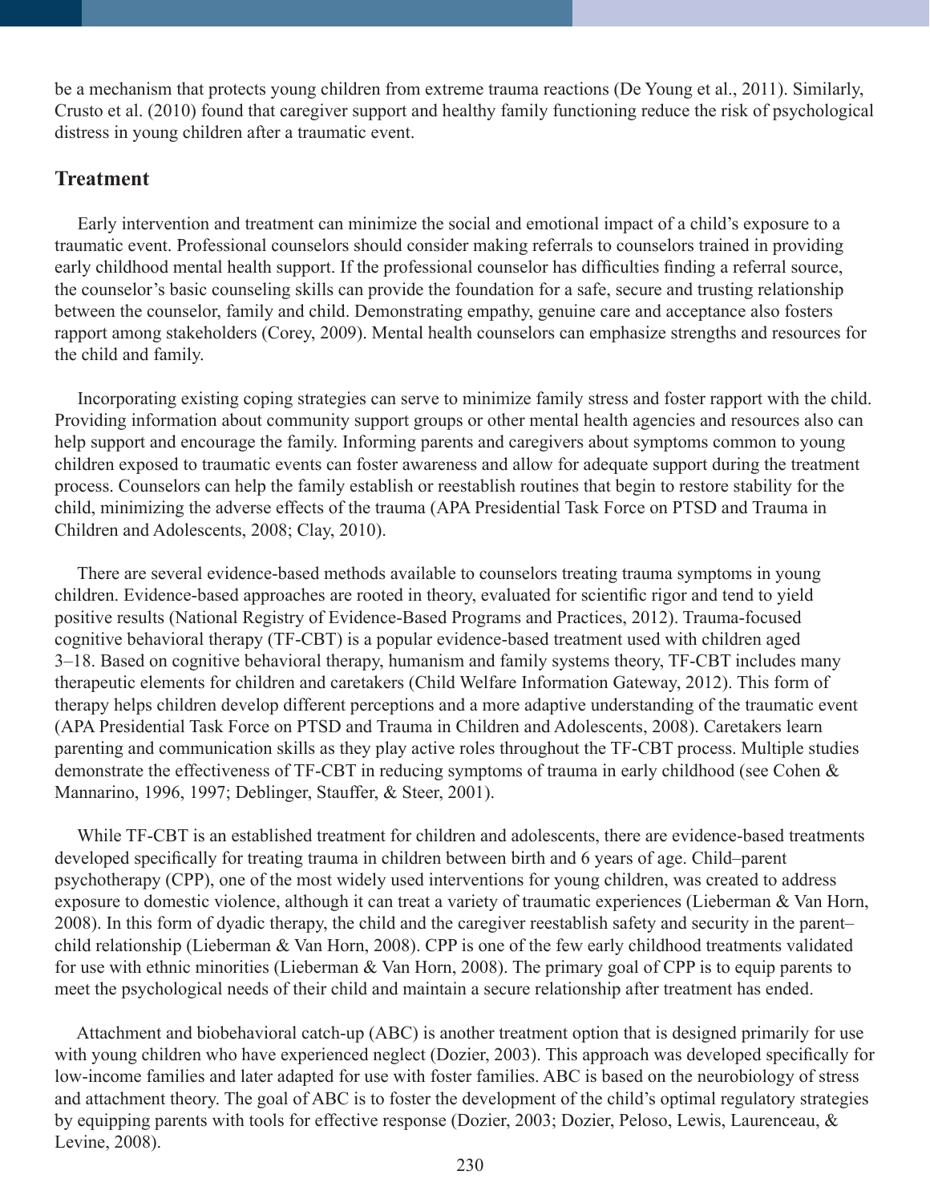be a mechanism that protects young children from extreme trauma reactions (De Young et al., 2011). Similarly, Crusto et al. (2010) found that caregiver support and healthy family functioning reduce the risk of psychological distress in young children after a traumatic event.

## Treatment

Early intervention and treatment can minimize the social and emotional impact of a child's exposure to a traumatic event. Professional counselors should consider making referrals to counselors trained in providing early childhood mental health support. If the professional counselor has difficulties finding a referral source, the counselor's basic counseling skills can provide the foundation for a safe, secure and trusting relationship between the counselor, family and child. Demonstrating empathy, genuine care and acceptance also fosters rapport among stakeholders (Corey, 2009). Mental health counselors can emphasize strengths and resources for the child and family.

Incorporating existing coping strategies can serve to minimize family stress and foster rapport with the child. Providing information about community support groups or other mental health agencies and resources also can help support and encourage the family. Informing parents and caregivers about symptoms common to young children exposed to traumatic events can foster awareness and allow for adequate support during the treatment process. Counselors can help the family establish or reestablish routines that begin to restore stability for the child, minimizing the adverse effects of the trauma (APA Presidential Task Force on PTSD and Trauma in Children and Adolescents, 2008; Clay, 2010).

There are several evidence-based methods available to counselors treating trauma symptoms in young children. Evidence-based approaches are rooted in theory, evaluated for scientific rigor and tend to yield positive results (National Registry of Evidence-Based Programs and Practices, 2012). Trauma-focused cognitive behavioral therapy (TF-CBT) is a popular evidence-based treatment used with children aged 3–18. Based on cognitive behavioral therapy, humanism and family systems theory, TF-CBT includes many therapeutic elements for children and caretakers (Child Welfare Information Gateway, 2012). This form of therapy helps children develop different perceptions and a more adaptive understanding of the traumatic event (APA Presidential Task Force on PTSD and Trauma in Children and Adolescents, 2008). Caretakers learn parenting and communication skills as they play active roles throughout the TF-CBT process. Multiple studies demonstrate the effectiveness of TF-CBT in reducing symptoms of trauma in early childhood (see Cohen & Mannarino, 1996, 1997; Deblinger, Stauffer, & Steer, 2001).

While TF-CBT is an established treatment for children and adolescents, there are evidence-based treatments developed specifically for treating trauma in children between birth and 6 years of age. Child–parent psychotherapy (CPP), one of the most widely used interventions for young children, was created to address exposure to domestic violence, although it can treat a variety of traumatic experiences (Lieberman & Van Horn, 2008). In this form of dyadic therapy, the child and the caregiver reestablish safety and security in the parent–child relationship (Lieberman & Van Horn, 2008). CPP is one of the few early childhood treatments validated for use with ethnic minorities (Lieberman & Van Horn, 2008). The primary goal of CPP is to equip parents to meet the psychological needs of their child and maintain a secure relationship after treatment has ended.

Attachment and biobehavioral catch-up (ABC) is another treatment option that is designed primarily for use with young children who have experienced neglect (Dozier, 2003). This approach was developed specifically for low-income families and later adapted for use with foster families. ABC is based on the neurobiology of stress and attachment theory. The goal of ABC is to foster the development of the child's optimal regulatory strategies by equipping parents with tools for effective response (Dozier, 2003; Dozier, Peloso, Lewis, Laurenceau, & Levine, 2008).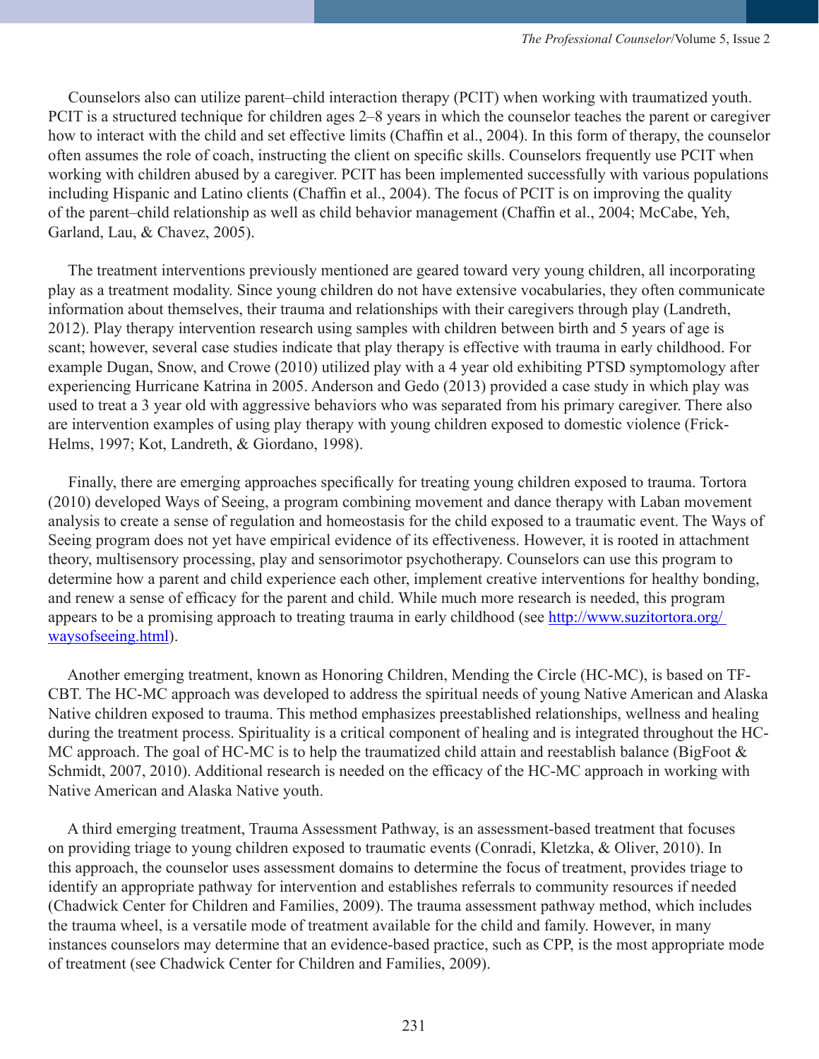Counselors also can utilize parent–child interaction therapy (PCIT) when working with traumatized youth. PCIT is a structured technique for children ages 2–8 years in which the counselor teaches the parent or caregiver how to interact with the child and set effective limits (Chaffin et al., 2004). In this form of therapy, the counselor often assumes the role of coach, instructing the client on specific skills. Counselors frequently use PCIT when working with children abused by a caregiver. PCIT has been implemented successfully with various populations including Hispanic and Latino clients (Chaffin et al., 2004). The focus of PCIT is on improving the quality of the parent–child relationship as well as child behavior management (Chaffin et al., 2004; McCabe, Yeh, Garland, Lau, & Chavez, 2005).

The treatment interventions previously mentioned are geared toward very young children, all incorporating play as a treatment modality. Since young children do not have extensive vocabularies, they often communicate information about themselves, their trauma and relationships with their caregivers through play (Landreth, 2012). Play therapy intervention research using samples with children between birth and 5 years of age is scant; however, several case studies indicate that play therapy is effective with trauma in early childhood. For example Dugan, Snow, and Crowe (2010) utilized play with a 4 year old exhibiting PTSD symptomology after experiencing Hurricane Katrina in 2005. Anderson and Gedo (2013) provided a case study in which play was used to treat a 3 year old with aggressive behaviors who was separated from his primary caregiver. There also are intervention examples of using play therapy with young children exposed to domestic violence (Frick-Helms, 1997; Kot, Landreth, & Giordano, 1998).

Finally, there are emerging approaches specifically for treating young children exposed to trauma. Tortora (2010) developed Ways of Seeing, a program combining movement and dance therapy with Laban movement analysis to create a sense of regulation and homeostasis for the child exposed to a traumatic event. The Ways of Seeing program does not yet have empirical evidence of its effectiveness. However, it is rooted in attachment theory, multisensory processing, play and sensorimotor psychotherapy. Counselors can use this program to determine how a parent and child experience each other, implement creative interventions for healthy bonding, and renew a sense of efficacy for the parent and child. While much more research is needed, this program appears to be a promising approach to treating trauma in early childhood (see http://www.suzitortora.org/waysofseeing.html).

Another emerging treatment, known as Honoring Children, Mending the Circle (HC-MC), is based on TF-CBT. The HC-MC approach was developed to address the spiritual needs of young Native American and Alaska Native children exposed to trauma. This method emphasizes preestablished relationships, wellness and healing during the treatment process. Spirituality is a critical component of healing and is integrated throughout the HC-MC approach. The goal of HC-MC is to help the traumatized child attain and reestablish balance (BigFoot & Schmidt, 2007, 2010). Additional research is needed on the efficacy of the HC-MC approach in working with Native American and Alaska Native youth.

A third emerging treatment, Trauma Assessment Pathway, is an assessment-based treatment that focuses on providing triage to young children exposed to traumatic events (Conradi, Kletzka, & Oliver, 2010). In this approach, the counselor uses assessment domains to determine the focus of treatment, provides triage to identify an appropriate pathway for intervention and establishes referrals to community resources if needed (Chadwick Center for Children and Families, 2009). The trauma assessment pathway method, which includes the trauma wheel, is a versatile mode of treatment available for the child and family. However, in many instances counselors may determine that an evidence-based practice, such as CPP, is the most appropriate mode of treatment (see Chadwick Center for Children and Families, 2009).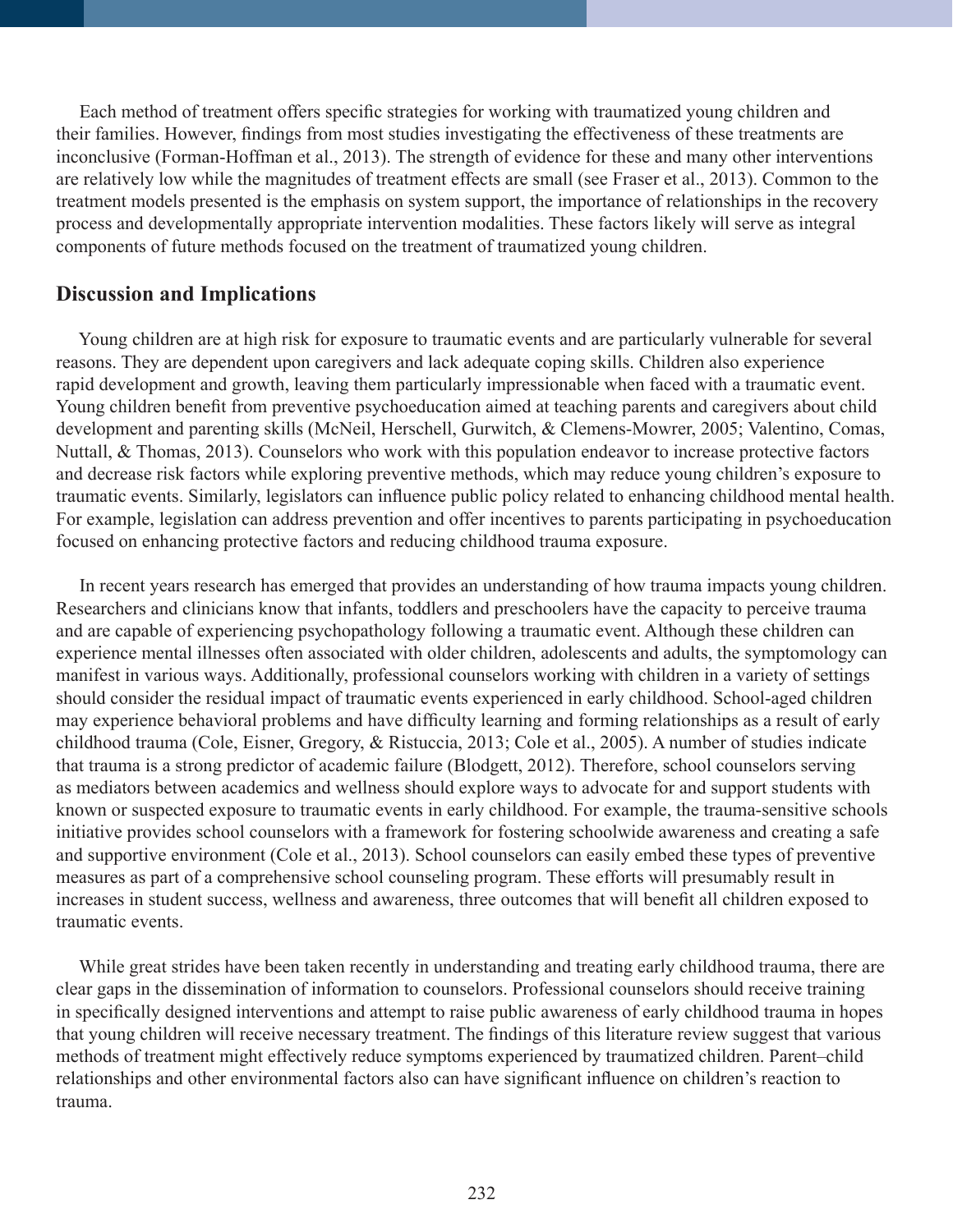Each method of treatment offers specific strategies for working with traumatized young children and their families. However, findings from most studies investigating the effectiveness of these treatments are inconclusive (Forman-Hoffman et al., 2013). The strength of evidence for these and many other interventions are relatively low while the magnitudes of treatment effects are small (see Fraser et al., 2013). Common to the treatment models presented is the emphasis on system support, the importance of relationships in the recovery process and developmentally appropriate intervention modalities. These factors likely will serve as integral components of future methods focused on the treatment of traumatized young children.

## Discussion and Implications

Young children are at high risk for exposure to traumatic events and are particularly vulnerable for several reasons. They are dependent upon caregivers and lack adequate coping skills. Children also experience rapid development and growth, leaving them particularly impressionable when faced with a traumatic event. Young children benefit from preventive psychoeducation aimed at teaching parents and caregivers about child development and parenting skills (McNeil, Herschell, Gurwitch, & Clemens-Mowrer, 2005; Valentino, Comas, Nuttall, & Thomas, 2013). Counselors who work with this population endeavor to increase protective factors and decrease risk factors while exploring preventive methods, which may reduce young children's exposure to traumatic events. Similarly, legislators can influence public policy related to enhancing childhood mental health. For example, legislation can address prevention and offer incentives to parents participating in psychoeducation focused on enhancing protective factors and reducing childhood trauma exposure.

In recent years research has emerged that provides an understanding of how trauma impacts young children. Researchers and clinicians know that infants, toddlers and preschoolers have the capacity to perceive trauma and are capable of experiencing psychopathology following a traumatic event. Although these children can experience mental illnesses often associated with older children, adolescents and adults, the symptomology can manifest in various ways. Additionally, professional counselors working with children in a variety of settings should consider the residual impact of traumatic events experienced in early childhood. School-aged children may experience behavioral problems and have difficulty learning and forming relationships as a result of early childhood trauma (Cole, Eisner, Gregory, & Ristuccia, 2013; Cole et al., 2005). A number of studies indicate that trauma is a strong predictor of academic failure (Blodgett, 2012). Therefore, school counselors serving as mediators between academics and wellness should explore ways to advocate for and support students with known or suspected exposure to traumatic events in early childhood. For example, the trauma-sensitive schools initiative provides school counselors with a framework for fostering schoolwide awareness and creating a safe and supportive environment (Cole et al., 2013). School counselors can easily embed these types of preventive measures as part of a comprehensive school counseling program. These efforts will presumably result in increases in student success, wellness and awareness, three outcomes that will benefit all children exposed to traumatic events.

While great strides have been taken recently in understanding and treating early childhood trauma, there are clear gaps in the dissemination of information to counselors. Professional counselors should receive training in specifically designed interventions and attempt to raise public awareness of early childhood trauma in hopes that young children will receive necessary treatment. The findings of this literature review suggest that various methods of treatment might effectively reduce symptoms experienced by traumatized children. Parent–child relationships and other environmental factors also can have significant influence on children's reaction to trauma.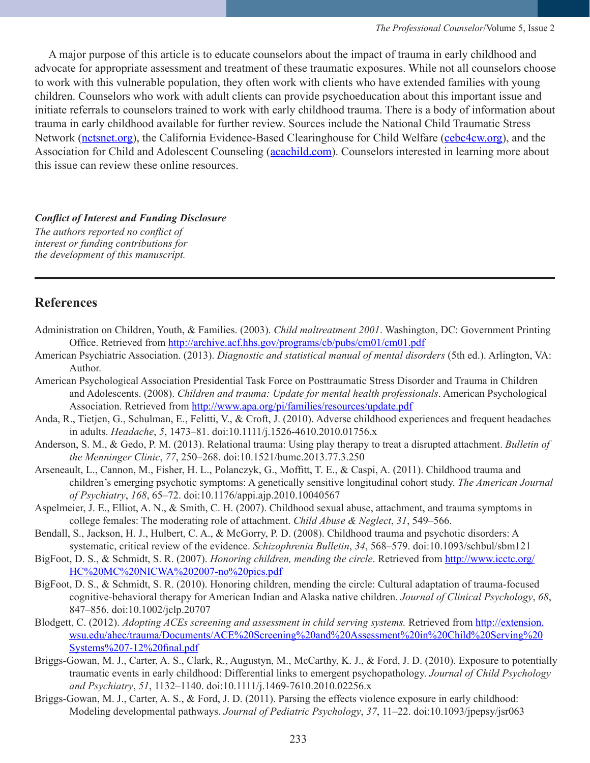A major purpose of this article is to educate counselors about the impact of trauma in early childhood and advocate for appropriate assessment and treatment of these traumatic exposures. While not all counselors choose to work with this vulnerable population, they often work with clients who have extended families with young children. Counselors who work with adult clients can provide psychoeducation about this important issue and initiate referrals to counselors trained to work with early childhood trauma. There is a body of information about trauma in early childhood available for further review. Sources include the National Child Traumatic Stress Network (nctsnet.org), the California Evidence-Based Clearinghouse for Child Welfare (cebc4cw.org), and the Association for Child and Adolescent Counseling (acachild.com). Counselors interested in learning more about this issue can review these online resources.

***Conflict of Interest and Funding Disclosure***

*The authors reported no conflict of interest or funding contributions for the development of this manuscript.*

## References

Administration on Children, Youth, & Families. (2003). *Child maltreatment 2001*. Washington, DC: Government Printing Office. Retrieved from http://archive.acf.hhs.gov/programs/cb/pubs/cm01/cm01.pdf

American Psychiatric Association. (2013). *Diagnostic and statistical manual of mental disorders* (5th ed.). Arlington, VA: Author.

American Psychological Association Presidential Task Force on Posttraumatic Stress Disorder and Trauma in Children and Adolescents. (2008). *Children and trauma: Update for mental health professionals*. American Psychological Association. Retrieved from http://www.apa.org/pi/families/resources/update.pdf

Anda, R., Tietjen, G., Schulman, E., Felitti, V., & Croft, J. (2010). Adverse childhood experiences and frequent headaches in adults. *Headache*, *5*, 1473–81. doi:10.1111/j.1526-4610.2010.01756.x

Anderson, S. M., & Gedo, P. M. (2013). Relational trauma: Using play therapy to treat a disrupted attachment. *Bulletin of the Menninger Clinic*, *77*, 250–268. doi:10.1521/bumc.2013.77.3.250

Arseneault, L., Cannon, M., Fisher, H. L., Polanczyk, G., Moffitt, T. E., & Caspi, A. (2011). Childhood trauma and children's emerging psychotic symptoms: A genetically sensitive longitudinal cohort study. *The American Journal of Psychiatry*, *168*, 65–72. doi:10.1176/appi.ajp.2010.10040567

Aspelmeier, J. E., Elliot, A. N., & Smith, C. H. (2007). Childhood sexual abuse, attachment, and trauma symptoms in college females: The moderating role of attachment. *Child Abuse & Neglect*, *31*, 549–566.

Bendall, S., Jackson, H. J., Hulbert, C. A., & McGorry, P. D. (2008). Childhood trauma and psychotic disorders: A systematic, critical review of the evidence. *Schizophrenia Bulletin*, *34*, 568–579. doi:10.1093/schbul/sbm121

BigFoot, D. S., & Schmidt, S. R. (2007). *Honoring children, mending the circle*. Retrieved from http://www.icctc.org/HC%20MC%20NICWA%202007-no%20pics.pdf

BigFoot, D. S., & Schmidt, S. R. (2010). Honoring children, mending the circle: Cultural adaptation of trauma-focused cognitive-behavioral therapy for American Indian and Alaska native children. *Journal of Clinical Psychology*, *68*, 847–856. doi:10.1002/jclp.20707

Blodgett, C. (2012). *Adopting ACEs screening and assessment in child serving systems.* Retrieved from http://extension.wsu.edu/ahec/trauma/Documents/ACE%20Screening%20and%20Assessment%20in%20Child%20Serving%20Systems%207-12%20final.pdf

Briggs-Gowan, M. J., Carter, A. S., Clark, R., Augustyn, M., McCarthy, K. J., & Ford, J. D. (2010). Exposure to potentially traumatic events in early childhood: Differential links to emergent psychopathology. *Journal of Child Psychology and Psychiatry*, *51*, 1132–1140. doi:10.1111/j.1469-7610.2010.02256.x

Briggs-Gowan, M. J., Carter, A. S., & Ford, J. D. (2011). Parsing the effects violence exposure in early childhood: Modeling developmental pathways. *Journal of Pediatric Psychology*, *37*, 11–22. doi:10.1093/jpepsy/jsr063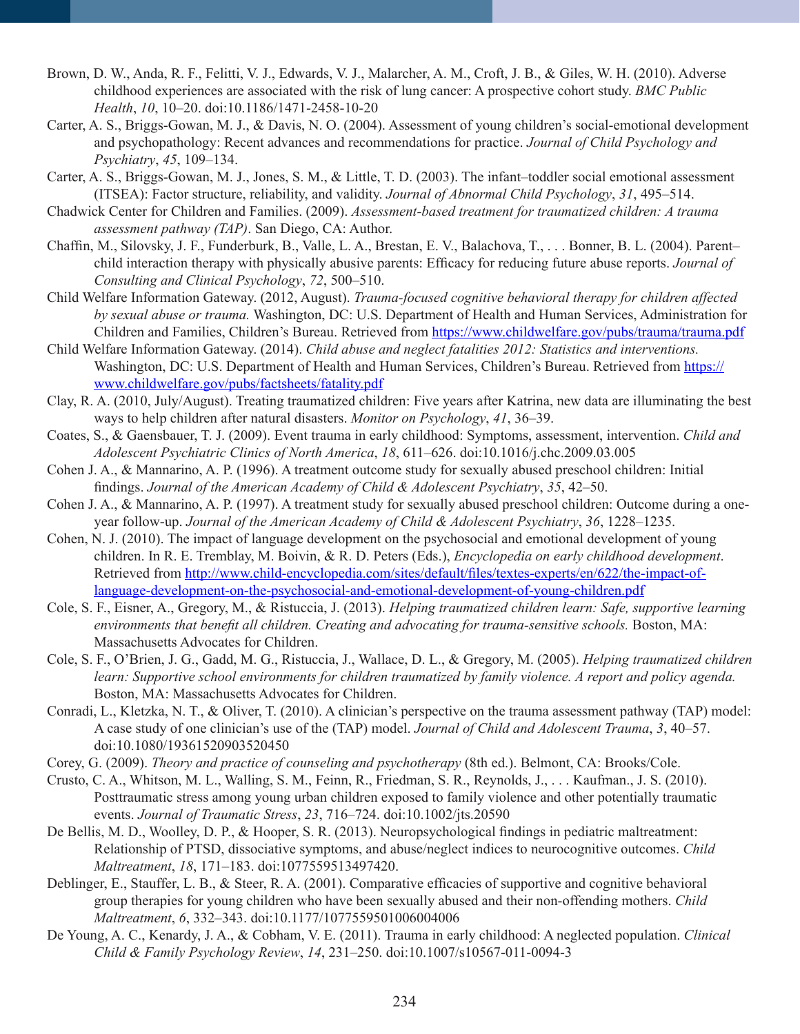Brown, D. W., Anda, R. F., Felitti, V. J., Edwards, V. J., Malarcher, A. M., Croft, J. B., & Giles, W. H. (2010). Adverse childhood experiences are associated with the risk of lung cancer: A prospective cohort study. *BMC Public Health*, *10*, 10–20. doi:10.1186/1471-2458-10-20

Carter, A. S., Briggs-Gowan, M. J., & Davis, N. O. (2004). Assessment of young children's social-emotional development and psychopathology: Recent advances and recommendations for practice. *Journal of Child Psychology and Psychiatry*, *45*, 109–134.

Carter, A. S., Briggs-Gowan, M. J., Jones, S. M., & Little, T. D. (2003). The infant–toddler social emotional assessment (ITSEA): Factor structure, reliability, and validity. *Journal of Abnormal Child Psychology*, *31*, 495–514.

Chadwick Center for Children and Families. (2009). *Assessment-based treatment for traumatized children: A trauma assessment pathway (TAP)*. San Diego, CA: Author.

Chaffin, M., Silovsky, J. F., Funderburk, B., Valle, L. A., Brestan, E. V., Balachova, T., . . . Bonner, B. L. (2004). Parent–child interaction therapy with physically abusive parents: Efficacy for reducing future abuse reports. *Journal of Consulting and Clinical Psychology*, *72*, 500–510.

Child Welfare Information Gateway. (2012, August). *Trauma-focused cognitive behavioral therapy for children affected by sexual abuse or trauma.* Washington, DC: U.S. Department of Health and Human Services, Administration for Children and Families, Children's Bureau. Retrieved from https://www.childwelfare.gov/pubs/trauma/trauma.pdf

Child Welfare Information Gateway. (2014). *Child abuse and neglect fatalities 2012: Statistics and interventions.* Washington, DC: U.S. Department of Health and Human Services, Children's Bureau. Retrieved from https://www.childwelfare.gov/pubs/factsheets/fatality.pdf

Clay, R. A. (2010, July/August). Treating traumatized children: Five years after Katrina, new data are illuminating the best ways to help children after natural disasters. *Monitor on Psychology*, *41*, 36–39.

Coates, S., & Gaensbauer, T. J. (2009). Event trauma in early childhood: Symptoms, assessment, intervention. *Child and Adolescent Psychiatric Clinics of North America*, *18*, 611–626. doi:10.1016/j.chc.2009.03.005

Cohen J. A., & Mannarino, A. P. (1996). A treatment outcome study for sexually abused preschool children: Initial findings. *Journal of the American Academy of Child & Adolescent Psychiatry*, *35*, 42–50.

Cohen J. A., & Mannarino, A. P. (1997). A treatment study for sexually abused preschool children: Outcome during a one-year follow-up. *Journal of the American Academy of Child & Adolescent Psychiatry*, *36*, 1228–1235.

Cohen, N. J. (2010). The impact of language development on the psychosocial and emotional development of young children. In R. E. Tremblay, M. Boivin, & R. D. Peters (Eds.), *Encyclopedia on early childhood development*. Retrieved from http://www.child-encyclopedia.com/sites/default/files/textes-experts/en/622/the-impact-of-language-development-on-the-psychosocial-and-emotional-development-of-young-children.pdf

Cole, S. F., Eisner, A., Gregory, M., & Ristuccia, J. (2013). *Helping traumatized children learn: Safe, supportive learning environments that benefit all children. Creating and advocating for trauma-sensitive schools.* Boston, MA: Massachusetts Advocates for Children.

Cole, S. F., O'Brien, J. G., Gadd, M. G., Ristuccia, J., Wallace, D. L., & Gregory, M. (2005). *Helping traumatized children learn: Supportive school environments for children traumatized by family violence. A report and policy agenda.* Boston, MA: Massachusetts Advocates for Children.

Conradi, L., Kletzka, N. T., & Oliver, T. (2010). A clinician's perspective on the trauma assessment pathway (TAP) model: A case study of one clinician's use of the (TAP) model. *Journal of Child and Adolescent Trauma*, *3*, 40–57. doi:10.1080/19361520903520450

Corey, G. (2009). *Theory and practice of counseling and psychotherapy* (8th ed.). Belmont, CA: Brooks/Cole.

Crusto, C. A., Whitson, M. L., Walling, S. M., Feinn, R., Friedman, S. R., Reynolds, J., . . . Kaufman., J. S. (2010). Posttraumatic stress among young urban children exposed to family violence and other potentially traumatic events. *Journal of Traumatic Stress*, *23*, 716–724. doi:10.1002/jts.20590

De Bellis, M. D., Woolley, D. P., & Hooper, S. R. (2013). Neuropsychological findings in pediatric maltreatment: Relationship of PTSD, dissociative symptoms, and abuse/neglect indices to neurocognitive outcomes. *Child Maltreatment*, *18*, 171–183. doi:1077559513497420.

Deblinger, E., Stauffer, L. B., & Steer, R. A. (2001). Comparative efficacies of supportive and cognitive behavioral group therapies for young children who have been sexually abused and their non-offending mothers. *Child Maltreatment*, *6*, 332–343. doi:10.1177/1077559501006004006

De Young, A. C., Kenardy, J. A., & Cobham, V. E. (2011). Trauma in early childhood: A neglected population. *Clinical Child & Family Psychology Review*, *14*, 231–250. doi:10.1007/s10567-011-0094-3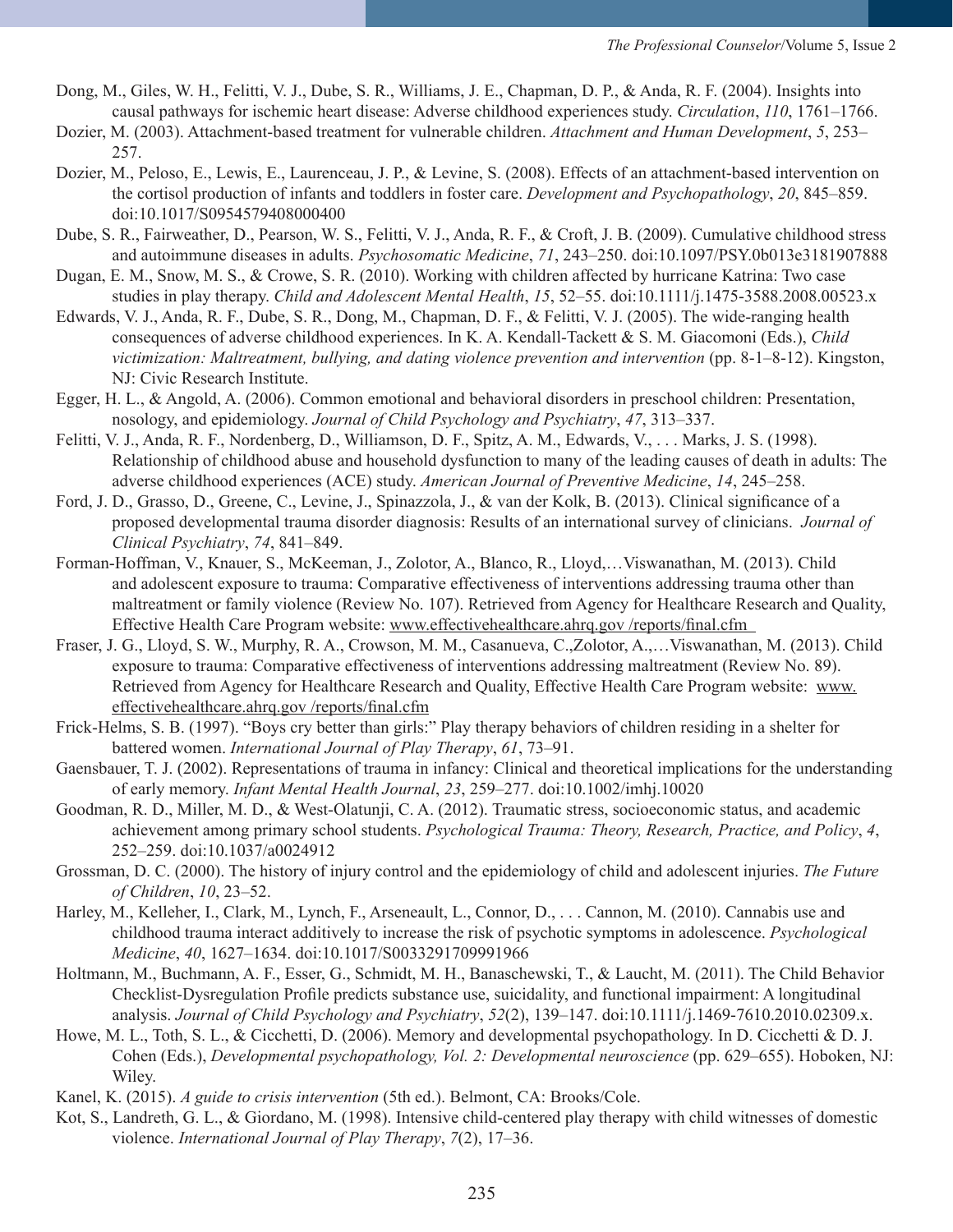Dong, M., Giles, W. H., Felitti, V. J., Dube, S. R., Williams, J. E., Chapman, D. P., & Anda, R. F. (2004). Insights into causal pathways for ischemic heart disease: Adverse childhood experiences study. *Circulation*, *110*, 1761–1766.

Dozier, M. (2003). Attachment-based treatment for vulnerable children. *Attachment and Human Development*, *5*, 253–257.

Dozier, M., Peloso, E., Lewis, E., Laurenceau, J. P., & Levine, S. (2008). Effects of an attachment-based intervention on the cortisol production of infants and toddlers in foster care. *Development and Psychopathology*, *20*, 845–859. doi:10.1017/S0954579408000400

Dube, S. R., Fairweather, D., Pearson, W. S., Felitti, V. J., Anda, R. F., & Croft, J. B. (2009). Cumulative childhood stress and autoimmune diseases in adults. *Psychosomatic Medicine*, *71*, 243–250. doi:10.1097/PSY.0b013e3181907888

Dugan, E. M., Snow, M. S., & Crowe, S. R. (2010). Working with children affected by hurricane Katrina: Two case studies in play therapy. *Child and Adolescent Mental Health*, *15*, 52–55. doi:10.1111/j.1475-3588.2008.00523.x

Edwards, V. J., Anda, R. F., Dube, S. R., Dong, M., Chapman, D. F., & Felitti, V. J. (2005). The wide-ranging health consequences of adverse childhood experiences. In K. A. Kendall-Tackett & S. M. Giacomoni (Eds.), *Child victimization: Maltreatment, bullying, and dating violence prevention and intervention* (pp. 8-1–8-12). Kingston, NJ: Civic Research Institute.

Egger, H. L., & Angold, A. (2006). Common emotional and behavioral disorders in preschool children: Presentation, nosology, and epidemiology. *Journal of Child Psychology and Psychiatry*, *47*, 313–337.

Felitti, V. J., Anda, R. F., Nordenberg, D., Williamson, D. F., Spitz, A. M., Edwards, V., . . . Marks, J. S. (1998). Relationship of childhood abuse and household dysfunction to many of the leading causes of death in adults: The adverse childhood experiences (ACE) study. *American Journal of Preventive Medicine*, *14*, 245–258.

Ford, J. D., Grasso, D., Greene, C., Levine, J., Spinazzola, J., & van der Kolk, B. (2013). Clinical significance of a proposed developmental trauma disorder diagnosis: Results of an international survey of clinicians. *Journal of Clinical Psychiatry*, *74*, 841–849.

Forman-Hoffman, V., Knauer, S., McKeeman, J., Zolotor, A., Blanco, R., Lloyd,…Viswanathan, M. (2013). Child and adolescent exposure to trauma: Comparative effectiveness of interventions addressing trauma other than maltreatment or family violence (Review No. 107). Retrieved from Agency for Healthcare Research and Quality, Effective Health Care Program website: www.effectivehealthcare.ahrq.gov /reports/final.cfm

Fraser, J. G., Lloyd, S. W., Murphy, R. A., Crowson, M. M., Casanueva, C.,Zolotor, A.,…Viswanathan, M. (2013). Child exposure to trauma: Comparative effectiveness of interventions addressing maltreatment (Review No. 89). Retrieved from Agency for Healthcare Research and Quality, Effective Health Care Program website: www.effectivehealthcare.ahrq.gov /reports/final.cfm

Frick-Helms, S. B. (1997). "Boys cry better than girls:" Play therapy behaviors of children residing in a shelter for battered women. *International Journal of Play Therapy*, *61*, 73–91.

Gaensbauer, T. J. (2002). Representations of trauma in infancy: Clinical and theoretical implications for the understanding of early memory. *Infant Mental Health Journal*, *23*, 259–277. doi:10.1002/imhj.10020

Goodman, R. D., Miller, M. D., & West-Olatunji, C. A. (2012). Traumatic stress, socioeconomic status, and academic achievement among primary school students. *Psychological Trauma: Theory, Research, Practice, and Policy*, *4*, 252–259. doi:10.1037/a0024912

Grossman, D. C. (2000). The history of injury control and the epidemiology of child and adolescent injuries. *The Future of Children*, *10*, 23–52.

Harley, M., Kelleher, I., Clark, M., Lynch, F., Arseneault, L., Connor, D., . . . Cannon, M. (2010). Cannabis use and childhood trauma interact additively to increase the risk of psychotic symptoms in adolescence. *Psychological Medicine*, *40*, 1627–1634. doi:10.1017/S0033291709991966

Holtmann, M., Buchmann, A. F., Esser, G., Schmidt, M. H., Banaschewski, T., & Laucht, M. (2011). The Child Behavior Checklist-Dysregulation Profile predicts substance use, suicidality, and functional impairment: A longitudinal analysis. *Journal of Child Psychology and Psychiatry*, *52*(2), 139–147. doi:10.1111/j.1469-7610.2010.02309.x.

Howe, M. L., Toth, S. L., & Cicchetti, D. (2006). Memory and developmental psychopathology. In D. Cicchetti & D. J. Cohen (Eds.), *Developmental psychopathology, Vol. 2: Developmental neuroscience* (pp. 629–655). Hoboken, NJ: Wiley.

Kanel, K. (2015). *A guide to crisis intervention* (5th ed.). Belmont, CA: Brooks/Cole.

Kot, S., Landreth, G. L., & Giordano, M. (1998). Intensive child-centered play therapy with child witnesses of domestic violence. *International Journal of Play Therapy*, *7*(2), 17–36.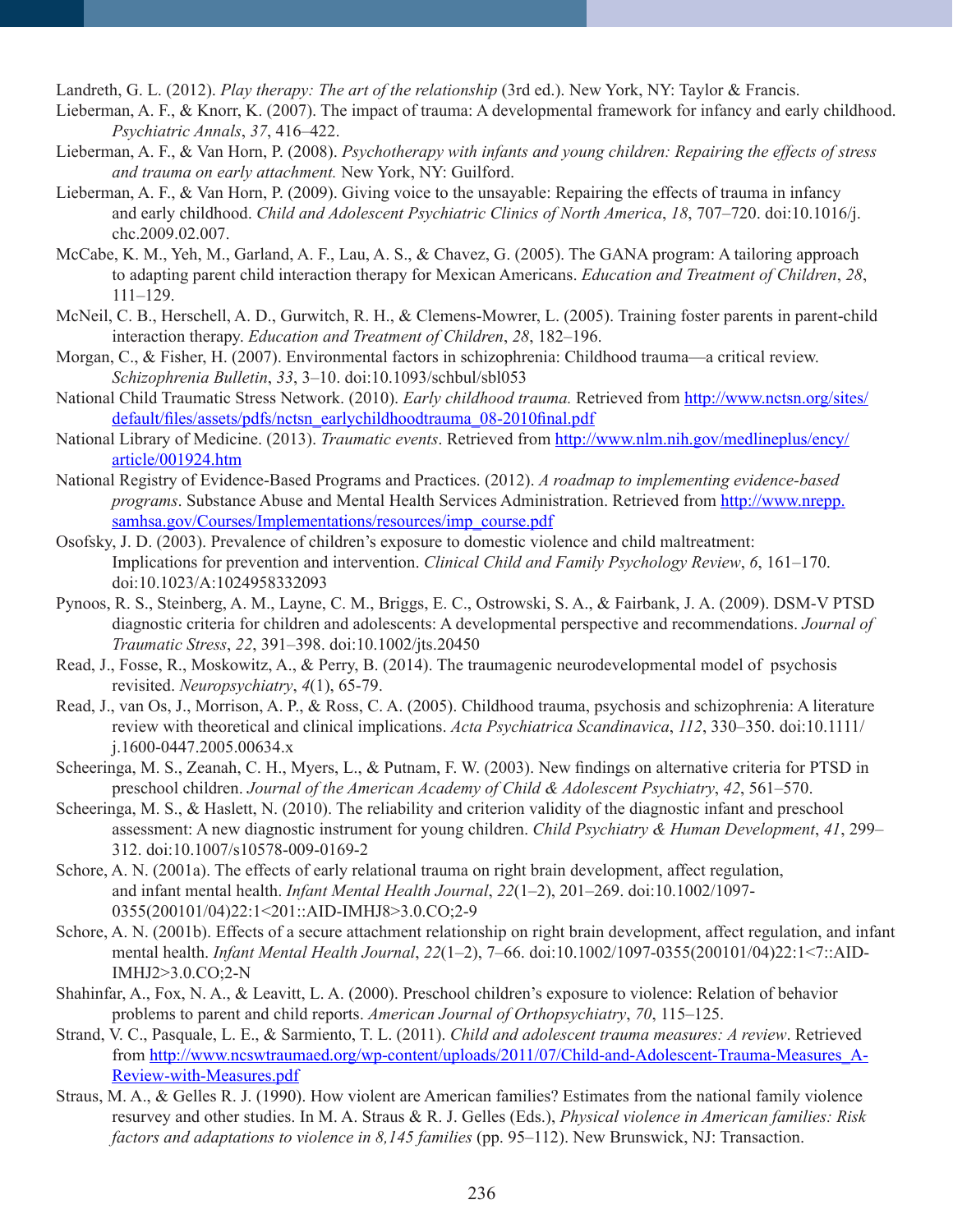Landreth, G. L. (2012). *Play therapy: The art of the relationship* (3rd ed.). New York, NY: Taylor & Francis.

Lieberman, A. F., & Knorr, K. (2007). The impact of trauma: A developmental framework for infancy and early childhood. *Psychiatric Annals*, *37*, 416–422.

Lieberman, A. F., & Van Horn, P. (2008). *Psychotherapy with infants and young children: Repairing the effects of stress and trauma on early attachment.* New York, NY: Guilford.

Lieberman, A. F., & Van Horn, P. (2009). Giving voice to the unsayable: Repairing the effects of trauma in infancy and early childhood. *Child and Adolescent Psychiatric Clinics of North America*, *18*, 707–720. doi:10.1016/j.chc.2009.02.007.

McCabe, K. M., Yeh, M., Garland, A. F., Lau, A. S., & Chavez, G. (2005). The GANA program: A tailoring approach to adapting parent child interaction therapy for Mexican Americans. *Education and Treatment of Children*, *28*, 111–129.

McNeil, C. B., Herschell, A. D., Gurwitch, R. H., & Clemens-Mowrer, L. (2005). Training foster parents in parent-child interaction therapy. *Education and Treatment of Children*, *28*, 182–196.

Morgan, C., & Fisher, H. (2007). Environmental factors in schizophrenia: Childhood trauma—a critical review. *Schizophrenia Bulletin*, *33*, 3–10. doi:10.1093/schbul/sbl053

National Child Traumatic Stress Network. (2010). *Early childhood trauma.* Retrieved from http://www.nctsn.org/sites/default/files/assets/pdfs/nctsn_earlychildhoodtrauma_08-2010final.pdf

National Library of Medicine. (2013). *Traumatic events*. Retrieved from http://www.nlm.nih.gov/medlineplus/ency/article/001924.htm

National Registry of Evidence-Based Programs and Practices. (2012). *A roadmap to implementing evidence-based programs*. Substance Abuse and Mental Health Services Administration. Retrieved from http://www.nrepp.samhsa.gov/Courses/Implementations/resources/imp_course.pdf

Osofsky, J. D. (2003). Prevalence of children's exposure to domestic violence and child maltreatment: Implications for prevention and intervention. *Clinical Child and Family Psychology Review*, *6*, 161–170. doi:10.1023/A:1024958332093

Pynoos, R. S., Steinberg, A. M., Layne, C. M., Briggs, E. C., Ostrowski, S. A., & Fairbank, J. A. (2009). DSM-V PTSD diagnostic criteria for children and adolescents: A developmental perspective and recommendations. *Journal of Traumatic Stress*, *22*, 391–398. doi:10.1002/jts.20450

Read, J., Fosse, R., Moskowitz, A., & Perry, B. (2014). The traumagenic neurodevelopmental model of psychosis revisited. *Neuropsychiatry*, *4*(1), 65-79.

Read, J., van Os, J., Morrison, A. P., & Ross, C. A. (2005). Childhood trauma, psychosis and schizophrenia: A literature review with theoretical and clinical implications. *Acta Psychiatrica Scandinavica*, *112*, 330–350. doi:10.1111/j.1600-0447.2005.00634.x

Scheeringa, M. S., Zeanah, C. H., Myers, L., & Putnam, F. W. (2003). New findings on alternative criteria for PTSD in preschool children. *Journal of the American Academy of Child & Adolescent Psychiatry*, *42*, 561–570.

Scheeringa, M. S., & Haslett, N. (2010). The reliability and criterion validity of the diagnostic infant and preschool assessment: A new diagnostic instrument for young children. *Child Psychiatry & Human Development*, *41*, 299–312. doi:10.1007/s10578-009-0169-2

Schore, A. N. (2001a). The effects of early relational trauma on right brain development, affect regulation, and infant mental health. *Infant Mental Health Journal*, *22*(1–2), 201–269. doi:10.1002/1097-0355(200101/04)22:1<201::AID-IMHJ8>3.0.CO;2-9

Schore, A. N. (2001b). Effects of a secure attachment relationship on right brain development, affect regulation, and infant mental health. *Infant Mental Health Journal*, *22*(1–2), 7–66. doi:10.1002/1097-0355(200101/04)22:1<7::AID-IMHJ2>3.0.CO;2-N

Shahinfar, A., Fox, N. A., & Leavitt, L. A. (2000). Preschool children's exposure to violence: Relation of behavior problems to parent and child reports. *American Journal of Orthopsychiatry*, *70*, 115–125.

Strand, V. C., Pasquale, L. E., & Sarmiento, T. L. (2011). *Child and adolescent trauma measures: A review*. Retrieved from http://www.ncswtraumaed.org/wp-content/uploads/2011/07/Child-and-Adolescent-Trauma-Measures_A-Review-with-Measures.pdf

Straus, M. A., & Gelles R. J. (1990). How violent are American families? Estimates from the national family violence resurvey and other studies. In M. A. Straus & R. J. Gelles (Eds.), *Physical violence in American families: Risk factors and adaptations to violence in 8,145 families* (pp. 95–112). New Brunswick, NJ: Transaction.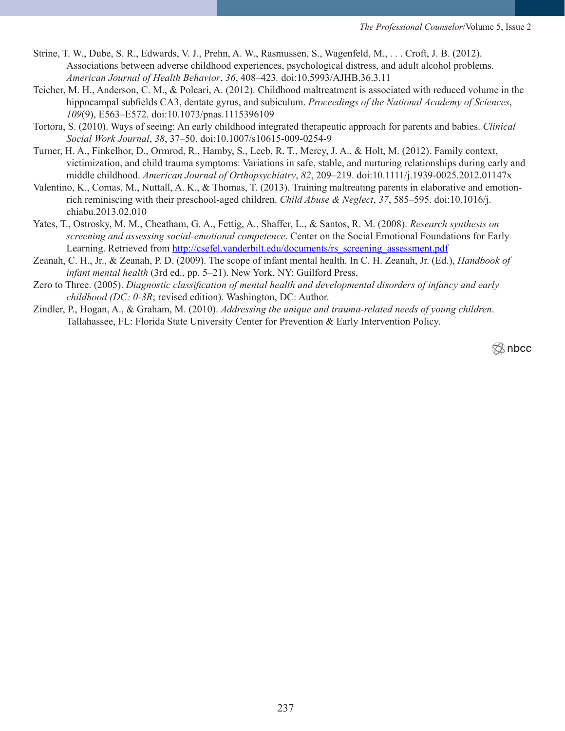Strine, T. W., Dube, S. R., Edwards, V. J., Prehn, A. W., Rasmussen, S., Wagenfeld, M., . . . Croft, J. B. (2012). Associations between adverse childhood experiences, psychological distress, and adult alcohol problems. *American Journal of Health Behavior*, *36*, 408–423. doi:10.5993/AJHB.36.3.11

Teicher, M. H., Anderson, C. M., & Polcari, A. (2012). Childhood maltreatment is associated with reduced volume in the hippocampal subfields CA3, dentate gyrus, and subiculum. *Proceedings of the National Academy of Sciences*, *109*(9), E563–E572. doi:10.1073/pnas.1115396109

Tortora, S. (2010). Ways of seeing: An early childhood integrated therapeutic approach for parents and babies. *Clinical Social Work Journal*, *38*, 37–50. doi:10.1007/s10615-009-0254-9

Turner, H. A., Finkelhor, D., Ormrod, R., Hamby, S., Leeb, R. T., Mercy, J. A., & Holt, M. (2012). Family context, victimization, and child trauma symptoms: Variations in safe, stable, and nurturing relationships during early and middle childhood. *American Journal of Orthopsychiatry*, *82*, 209–219. doi:10.1111/j.1939-0025.2012.01147x

Valentino, K., Comas, M., Nuttall, A. K., & Thomas, T. (2013). Training maltreating parents in elaborative and emotion-rich reminiscing with their preschool-aged children. *Child Abuse & Neglect*, *37*, 585–595. doi:10.1016/j.chiabu.2013.02.010

Yates, T., Ostrosky, M. M., Cheatham, G. A., Fettig, A., Shaffer, L., & Santos, R. M. (2008). *Research synthesis on screening and assessing social-emotional competence*. Center on the Social Emotional Foundations for Early Learning. Retrieved from http://csefel.vanderbilt.edu/documents/rs_screening_assessment.pdf

Zeanah, C. H., Jr., & Zeanah, P. D. (2009). The scope of infant mental health. In C. H. Zeanah, Jr. (Ed.), *Handbook of infant mental health* (3rd ed., pp. 5–21). New York, NY: Guilford Press.

Zero to Three. (2005). *Diagnostic classification of mental health and developmental disorders of infancy and early childhood (DC: 0-3R*; revised edition). Washington, DC: Author.

Zindler, P., Hogan, A., & Graham, M. (2010). *Addressing the unique and trauma-related needs of young children*. Tallahassee, FL: Florida State University Center for Prevention & Early Intervention Policy.